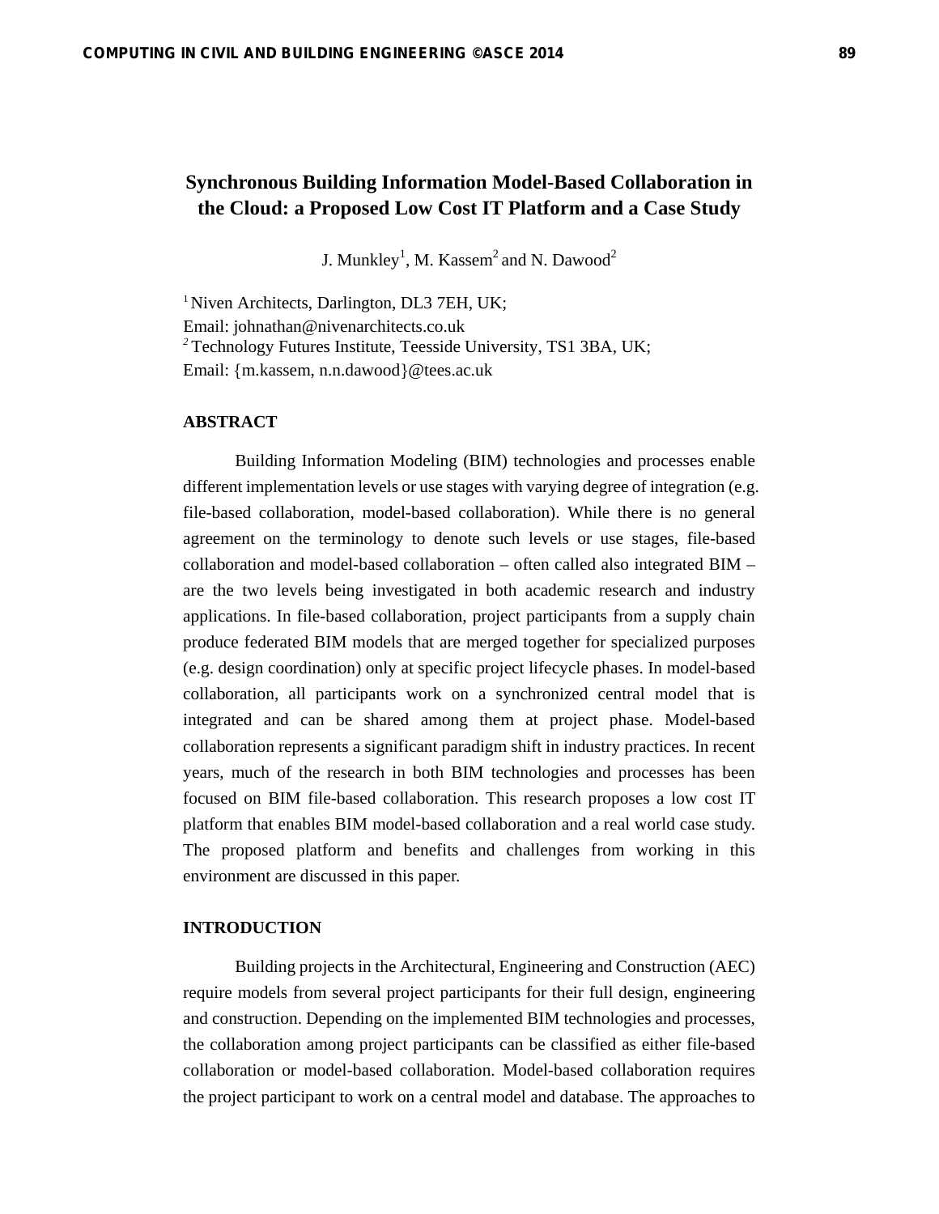# Synchronous Building Information Model-Based Collaboration in the Cloud: a Proposed Low Cost IT Platform and a Case Study

J. Munkley[1], M. Kassem[2] and N. Dawood[2]

[1] Niven Architects, Darlington, DL3 7EH, UK;
Email: johnathan@nivenarchitects.co.uk
[2] Technology Futures Institute, Teesside University, TS1 3BA, UK;
Email: {m.kassem, n.n.dawood}@tees.ac.uk

## ABSTRACT

Building Information Modeling (BIM) technologies and processes enable different implementation levels or use stages with varying degree of integration (e.g. file-based collaboration, model-based collaboration). While there is no general agreement on the terminology to denote such levels or use stages, file-based collaboration and model-based collaboration – often called also integrated BIM – are the two levels being investigated in both academic research and industry applications. In file-based collaboration, project participants from a supply chain produce federated BIM models that are merged together for specialized purposes (e.g. design coordination) only at specific project lifecycle phases. In model-based collaboration, all participants work on a synchronized central model that is integrated and can be shared among them at project phase. Model-based collaboration represents a significant paradigm shift in industry practices. In recent years, much of the research in both BIM technologies and processes has been focused on BIM file-based collaboration. This research proposes a low cost IT platform that enables BIM model-based collaboration and a real world case study. The proposed platform and benefits and challenges from working in this environment are discussed in this paper.

## INTRODUCTION

Building projects in the Architectural, Engineering and Construction (AEC) require models from several project participants for their full design, engineering and construction. Depending on the implemented BIM technologies and processes, the collaboration among project participants can be classified as either file-based collaboration or model-based collaboration. Model-based collaboration requires the project participant to work on a central model and database. The approaches to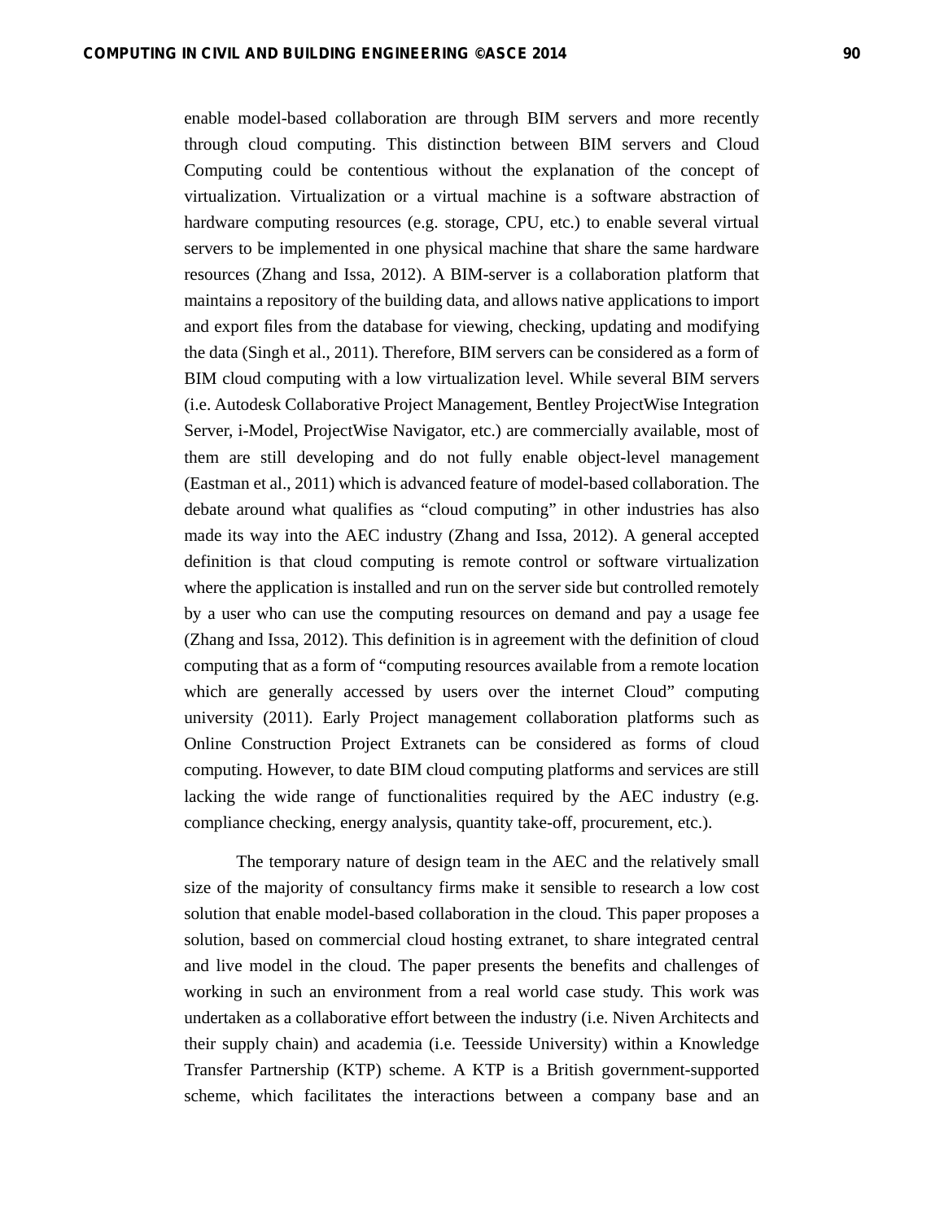enable model-based collaboration are through BIM servers and more recently through cloud computing. This distinction between BIM servers and Cloud Computing could be contentious without the explanation of the concept of virtualization. Virtualization or a virtual machine is a software abstraction of hardware computing resources (e.g. storage, CPU, etc.) to enable several virtual servers to be implemented in one physical machine that share the same hardware resources (Zhang and Issa, 2012). A BIM-server is a collaboration platform that maintains a repository of the building data, and allows native applications to import and export files from the database for viewing, checking, updating and modifying the data (Singh et al., 2011). Therefore, BIM servers can be considered as a form of BIM cloud computing with a low virtualization level. While several BIM servers (i.e. Autodesk Collaborative Project Management, Bentley ProjectWise Integration Server, i-Model, ProjectWise Navigator, etc.) are commercially available, most of them are still developing and do not fully enable object-level management (Eastman et al., 2011) which is advanced feature of model-based collaboration. The debate around what qualifies as "cloud computing" in other industries has also made its way into the AEC industry (Zhang and Issa, 2012). A general accepted definition is that cloud computing is remote control or software virtualization where the application is installed and run on the server side but controlled remotely by a user who can use the computing resources on demand and pay a usage fee (Zhang and Issa, 2012). This definition is in agreement with the definition of cloud computing that as a form of "computing resources available from a remote location which are generally accessed by users over the internet Cloud" computing university (2011). Early Project management collaboration platforms such as Online Construction Project Extranets can be considered as forms of cloud computing. However, to date BIM cloud computing platforms and services are still lacking the wide range of functionalities required by the AEC industry (e.g. compliance checking, energy analysis, quantity take-off, procurement, etc.).

The temporary nature of design team in the AEC and the relatively small size of the majority of consultancy firms make it sensible to research a low cost solution that enable model-based collaboration in the cloud. This paper proposes a solution, based on commercial cloud hosting extranet, to share integrated central and live model in the cloud. The paper presents the benefits and challenges of working in such an environment from a real world case study. This work was undertaken as a collaborative effort between the industry (i.e. Niven Architects and their supply chain) and academia (i.e. Teesside University) within a Knowledge Transfer Partnership (KTP) scheme. A KTP is a British government-supported scheme, which facilitates the interactions between a company base and an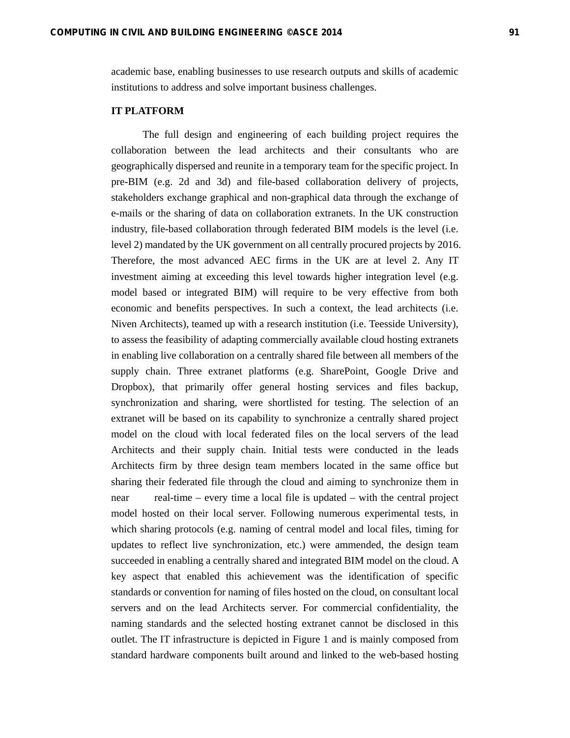academic base, enabling businesses to use research outputs and skills of academic institutions to address and solve important business challenges.

## IT PLATFORM

The full design and engineering of each building project requires the collaboration between the lead architects and their consultants who are geographically dispersed and reunite in a temporary team for the specific project. In pre-BIM (e.g. 2d and 3d) and file-based collaboration delivery of projects, stakeholders exchange graphical and non-graphical data through the exchange of e-mails or the sharing of data on collaboration extranets. In the UK construction industry, file-based collaboration through federated BIM models is the level (i.e. level 2) mandated by the UK government on all centrally procured projects by 2016. Therefore, the most advanced AEC firms in the UK are at level 2. Any IT investment aiming at exceeding this level towards higher integration level (e.g. model based or integrated BIM) will require to be very effective from both economic and benefits perspectives. In such a context, the lead architects (i.e. Niven Architects), teamed up with a research institution (i.e. Teesside University), to assess the feasibility of adapting commercially available cloud hosting extranets in enabling live collaboration on a centrally shared file between all members of the supply chain. Three extranet platforms (e.g. SharePoint, Google Drive and Dropbox), that primarily offer general hosting services and files backup, synchronization and sharing, were shortlisted for testing. The selection of an extranet will be based on its capability to synchronize a centrally shared project model on the cloud with local federated files on the local servers of the lead Architects and their supply chain. Initial tests were conducted in the leads Architects firm by three design team members located in the same office but sharing their federated file through the cloud and aiming to synchronize them in near real-time – every time a local file is updated – with the central project model hosted on their local server. Following numerous experimental tests, in which sharing protocols (e.g. naming of central model and local files, timing for updates to reflect live synchronization, etc.) were ammended, the design team succeeded in enabling a centrally shared and integrated BIM model on the cloud. A key aspect that enabled this achievement was the identification of specific standards or convention for naming of files hosted on the cloud, on consultant local servers and on the lead Architects server. For commercial confidentiality, the naming standards and the selected hosting extranet cannot be disclosed in this outlet. The IT infrastructure is depicted in Figure 1 and is mainly composed from standard hardware components built around and linked to the web-based hosting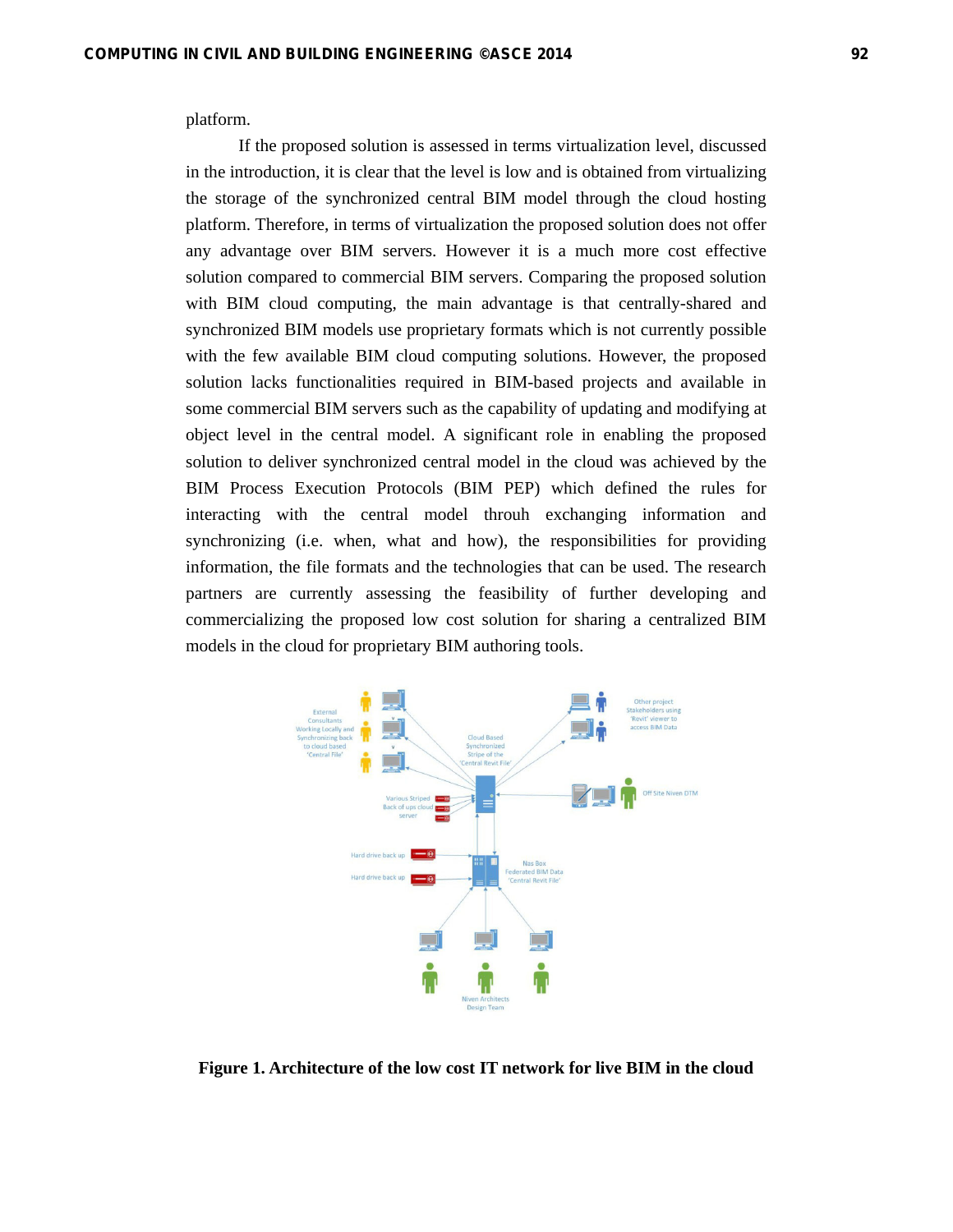platform.

If the proposed solution is assessed in terms virtualization level, discussed in the introduction, it is clear that the level is low and is obtained from virtualizing the storage of the synchronized central BIM model through the cloud hosting platform. Therefore, in terms of virtualization the proposed solution does not offer any advantage over BIM servers. However it is a much more cost effective solution compared to commercial BIM servers. Comparing the proposed solution with BIM cloud computing, the main advantage is that centrally-shared and synchronized BIM models use proprietary formats which is not currently possible with the few available BIM cloud computing solutions. However, the proposed solution lacks functionalities required in BIM-based projects and available in some commercial BIM servers such as the capability of updating and modifying at object level in the central model. A significant role in enabling the proposed solution to deliver synchronized central model in the cloud was achieved by the BIM Process Execution Protocols (BIM PEP) which defined the rules for interacting with the central model throuh exchanging information and synchronizing (i.e. when, what and how), the responsibilities for providing information, the file formats and the technologies that can be used. The research partners are currently assessing the feasibility of further developing and commercializing the proposed low cost solution for sharing a centralized BIM models in the cloud for proprietary BIM authoring tools.

**Figure 1. Architecture of the low cost IT network for live BIM in the cloud**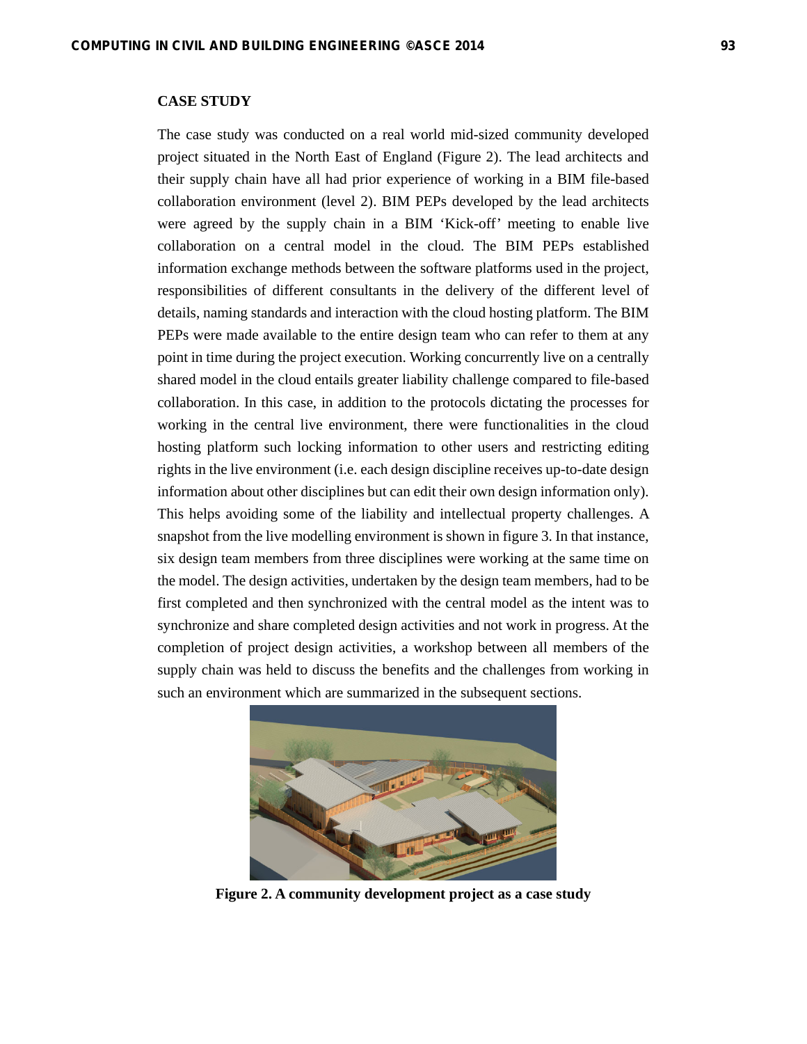## CASE STUDY

The case study was conducted on a real world mid-sized community developed project situated in the North East of England (Figure 2). The lead architects and their supply chain have all had prior experience of working in a BIM file-based collaboration environment (level 2). BIM PEPs developed by the lead architects were agreed by the supply chain in a BIM 'Kick-off' meeting to enable live collaboration on a central model in the cloud. The BIM PEPs established information exchange methods between the software platforms used in the project, responsibilities of different consultants in the delivery of the different level of details, naming standards and interaction with the cloud hosting platform. The BIM PEPs were made available to the entire design team who can refer to them at any point in time during the project execution. Working concurrently live on a centrally shared model in the cloud entails greater liability challenge compared to file-based collaboration. In this case, in addition to the protocols dictating the processes for working in the central live environment, there were functionalities in the cloud hosting platform such locking information to other users and restricting editing rights in the live environment (i.e. each design discipline receives up-to-date design information about other disciplines but can edit their own design information only). This helps avoiding some of the liability and intellectual property challenges. A snapshot from the live modelling environment is shown in figure 3. In that instance, six design team members from three disciplines were working at the same time on the model. The design activities, undertaken by the design team members, had to be first completed and then synchronized with the central model as the intent was to synchronize and share completed design activities and not work in progress. At the completion of project design activities, a workshop between all members of the supply chain was held to discuss the benefits and the challenges from working in such an environment which are summarized in the subsequent sections.

**Figure 2. A community development project as a case study**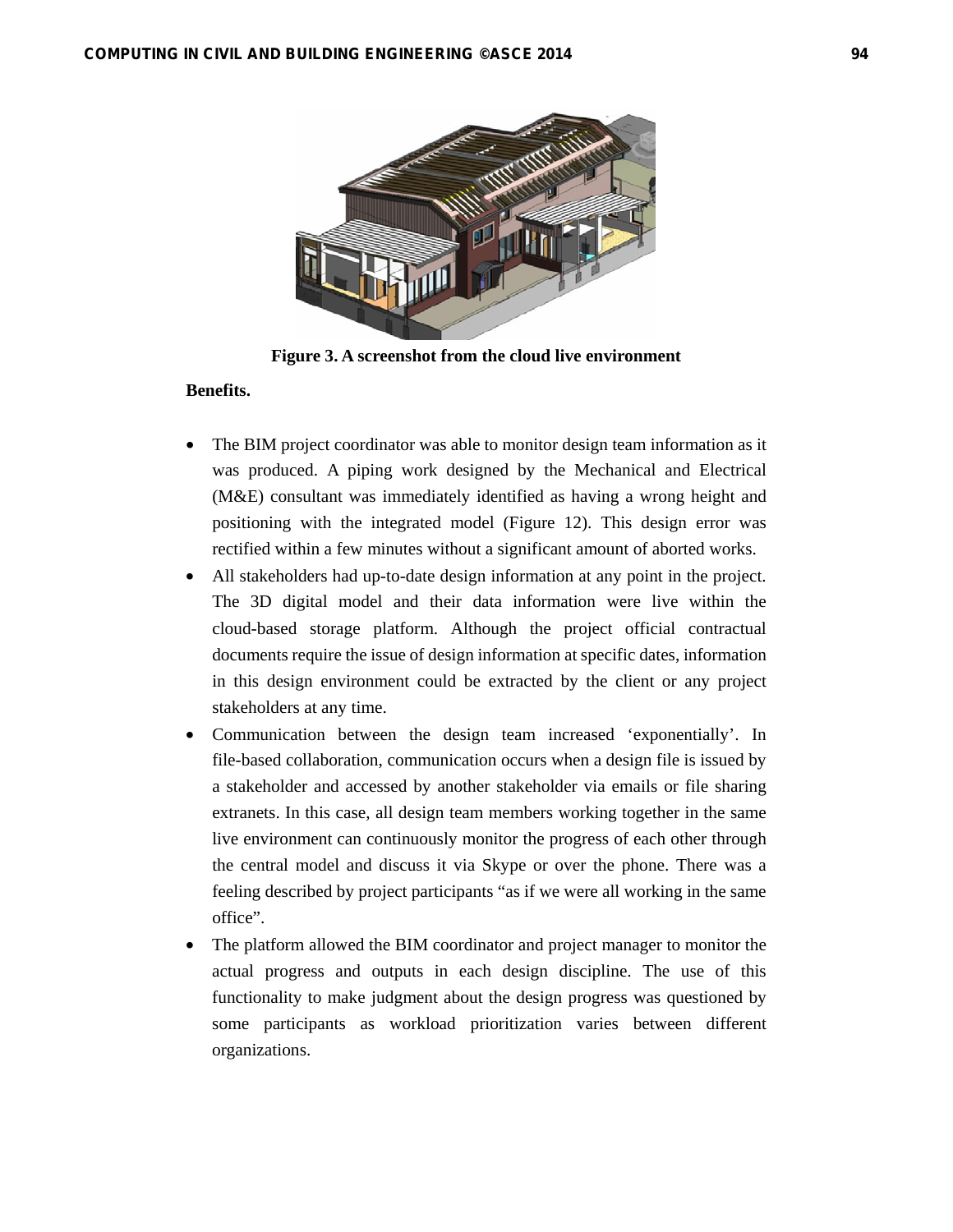Figure 3. A screenshot from the cloud live environment

**Benefits.**

- The BIM project coordinator was able to monitor design team information as it was produced. A piping work designed by the Mechanical and Electrical (M&E) consultant was immediately identified as having a wrong height and positioning with the integrated model (Figure 12). This design error was rectified within a few minutes without a significant amount of aborted works.
- All stakeholders had up-to-date design information at any point in the project. The 3D digital model and their data information were live within the cloud-based storage platform. Although the project official contractual documents require the issue of design information at specific dates, information in this design environment could be extracted by the client or any project stakeholders at any time.
- Communication between the design team increased 'exponentially'. In file-based collaboration, communication occurs when a design file is issued by a stakeholder and accessed by another stakeholder via emails or file sharing extranets. In this case, all design team members working together in the same live environment can continuously monitor the progress of each other through the central model and discuss it via Skype or over the phone. There was a feeling described by project participants "as if we were all working in the same office".
- The platform allowed the BIM coordinator and project manager to monitor the actual progress and outputs in each design discipline. The use of this functionality to make judgment about the design progress was questioned by some participants as workload prioritization varies between different organizations.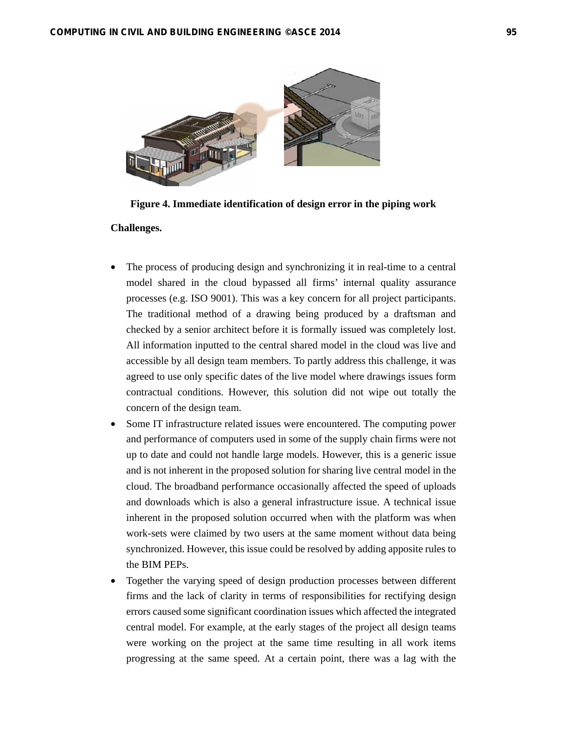**Figure 4. Immediate identification of design error in the piping work**

**Challenges.**

- The process of producing design and synchronizing it in real-time to a central model shared in the cloud bypassed all firms' internal quality assurance processes (e.g. ISO 9001). This was a key concern for all project participants. The traditional method of a drawing being produced by a draftsman and checked by a senior architect before it is formally issued was completely lost. All information inputted to the central shared model in the cloud was live and accessible by all design team members. To partly address this challenge, it was agreed to use only specific dates of the live model where drawings issues form contractual conditions. However, this solution did not wipe out totally the concern of the design team.
- Some IT infrastructure related issues were encountered. The computing power and performance of computers used in some of the supply chain firms were not up to date and could not handle large models. However, this is a generic issue and is not inherent in the proposed solution for sharing live central model in the cloud. The broadband performance occasionally affected the speed of uploads and downloads which is also a general infrastructure issue. A technical issue inherent in the proposed solution occurred when with the platform was when work-sets were claimed by two users at the same moment without data being synchronized. However, this issue could be resolved by adding apposite rules to the BIM PEPs.
- Together the varying speed of design production processes between different firms and the lack of clarity in terms of responsibilities for rectifying design errors caused some significant coordination issues which affected the integrated central model. For example, at the early stages of the project all design teams were working on the project at the same time resulting in all work items progressing at the same speed. At a certain point, there was a lag with the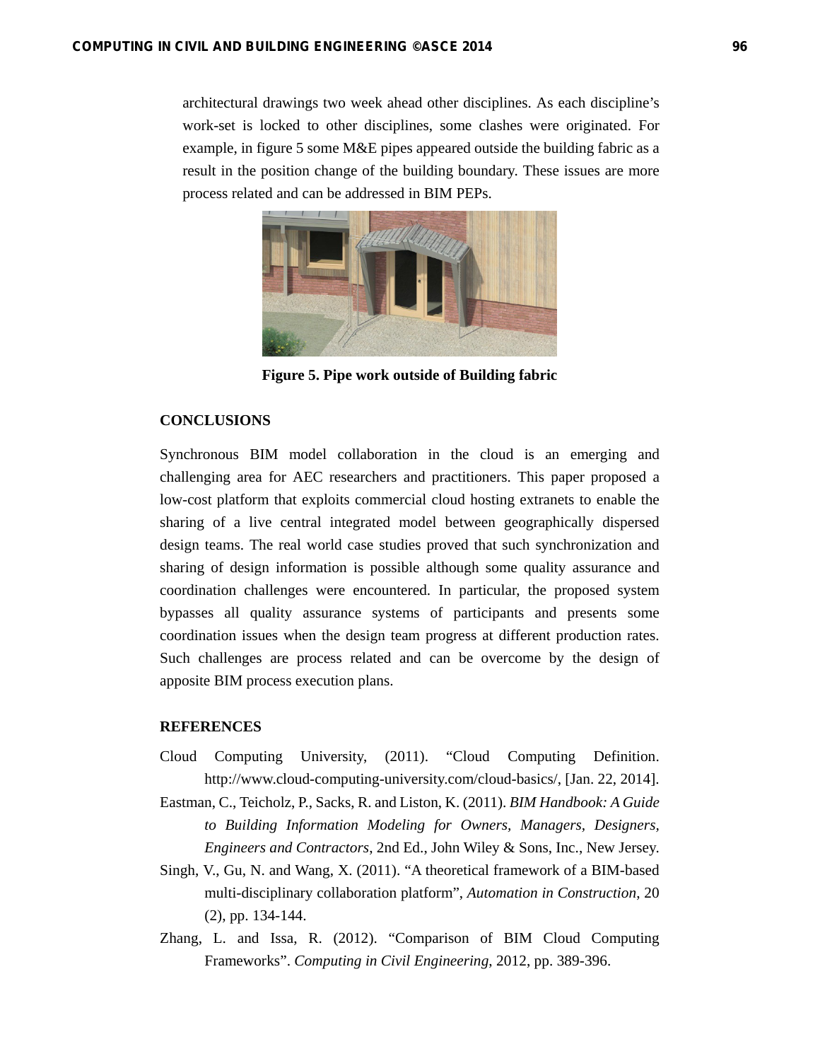architectural drawings two week ahead other disciplines. As each discipline's work-set is locked to other disciplines, some clashes were originated. For example, in figure 5 some M&E pipes appeared outside the building fabric as a result in the position change of the building boundary. These issues are more process related and can be addressed in BIM PEPs.

**Figure 5. Pipe work outside of Building fabric**

## CONCLUSIONS

Synchronous BIM model collaboration in the cloud is an emerging and challenging area for AEC researchers and practitioners. This paper proposed a low-cost platform that exploits commercial cloud hosting extranets to enable the sharing of a live central integrated model between geographically dispersed design teams. The real world case studies proved that such synchronization and sharing of design information is possible although some quality assurance and coordination challenges were encountered. In particular, the proposed system bypasses all quality assurance systems of participants and presents some coordination issues when the design team progress at different production rates. Such challenges are process related and can be overcome by the design of apposite BIM process execution plans.

## REFERENCES

Cloud Computing University, (2011). "Cloud Computing Definition. http://www.cloud-computing-university.com/cloud-basics/, [Jan. 22, 2014].

Eastman, C., Teicholz, P., Sacks, R. and Liston, K. (2011). *BIM Handbook: A Guide to Building Information Modeling for Owners, Managers, Designers, Engineers and Contractors*, 2nd Ed., John Wiley & Sons, Inc., New Jersey.

Singh, V., Gu, N. and Wang, X. (2011). "A theoretical framework of a BIM-based multi-disciplinary collaboration platform", *Automation in Construction*, 20 (2), pp. 134-144.

Zhang, L. and Issa, R. (2012). "Comparison of BIM Cloud Computing Frameworks". *Computing in Civil Engineering*, 2012, pp. 389-396.